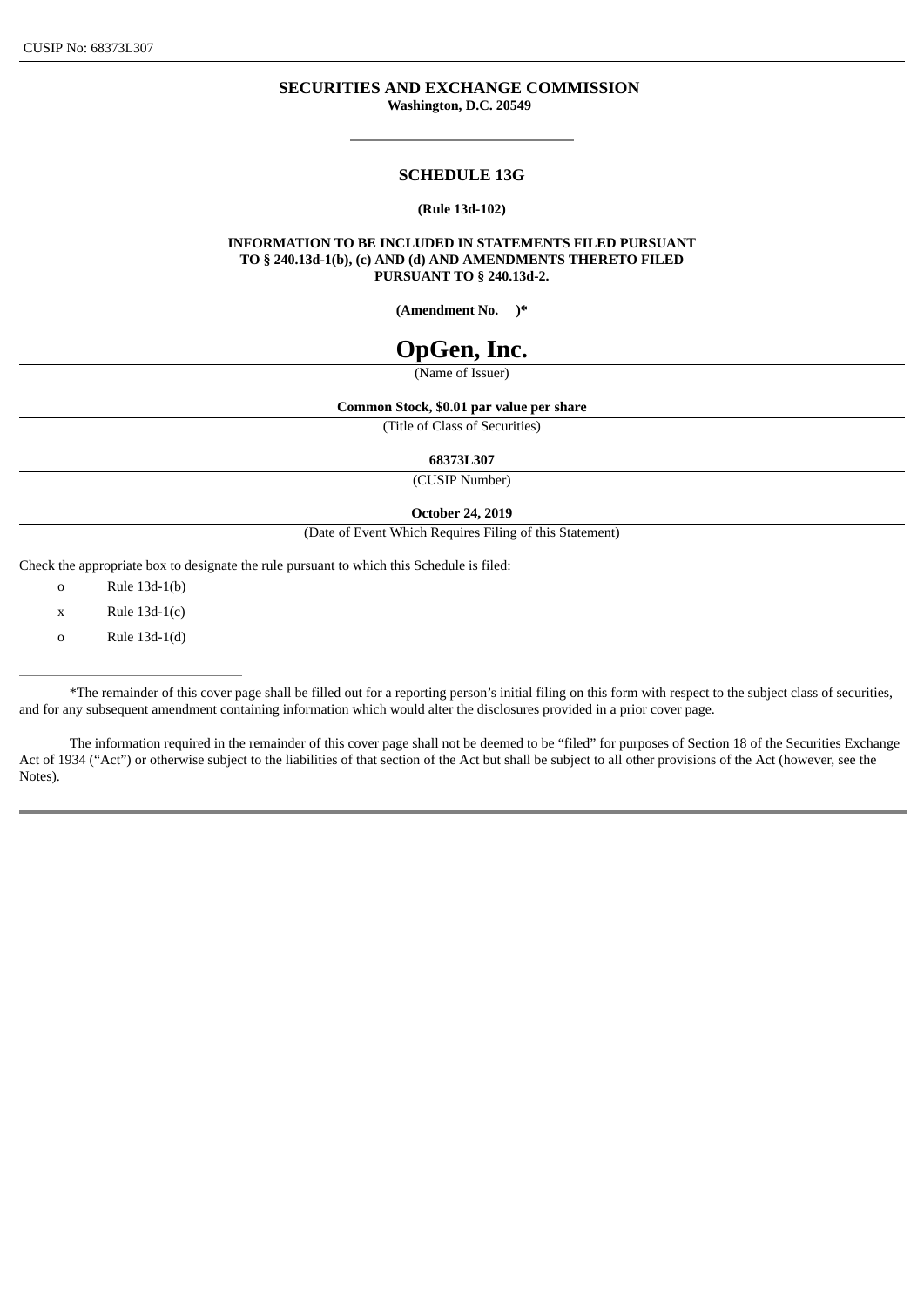CUSIP No: 68373L307

**SECURITIES AND EXCHANGE COMMISSION**
**Washington, D.C. 20549**

# SCHEDULE 13G

**(Rule 13d-102)**

**INFORMATION TO BE INCLUDED IN STATEMENTS FILED PURSUANT TO § 240.13d-1(b), (c) AND (d) AND AMENDMENTS THERETO FILED PURSUANT TO § 240.13d-2.**

**(Amendment No. )***

# OpGen, Inc.

(Name of Issuer)

**Common Stock, $0.01 par value per share**

(Title of Class of Securities)

**68373L307**

(CUSIP Number)

**October 24, 2019**

(Date of Event Which Requires Filing of this Statement)

Check the appropriate box to designate the rule pursuant to which this Schedule is filed:

- o Rule 13d-1(b)
- x Rule 13d-1(c)
- o Rule 13d-1(d)

*The remainder of this cover page shall be filled out for a reporting person's initial filing on this form with respect to the subject class of securities, and for any subsequent amendment containing information which would alter the disclosures provided in a prior cover page.

The information required in the remainder of this cover page shall not be deemed to be "filed" for purposes of Section 18 of the Securities Exchange Act of 1934 ("Act") or otherwise subject to the liabilities of that section of the Act but shall be subject to all other provisions of the Act (however, see the Notes).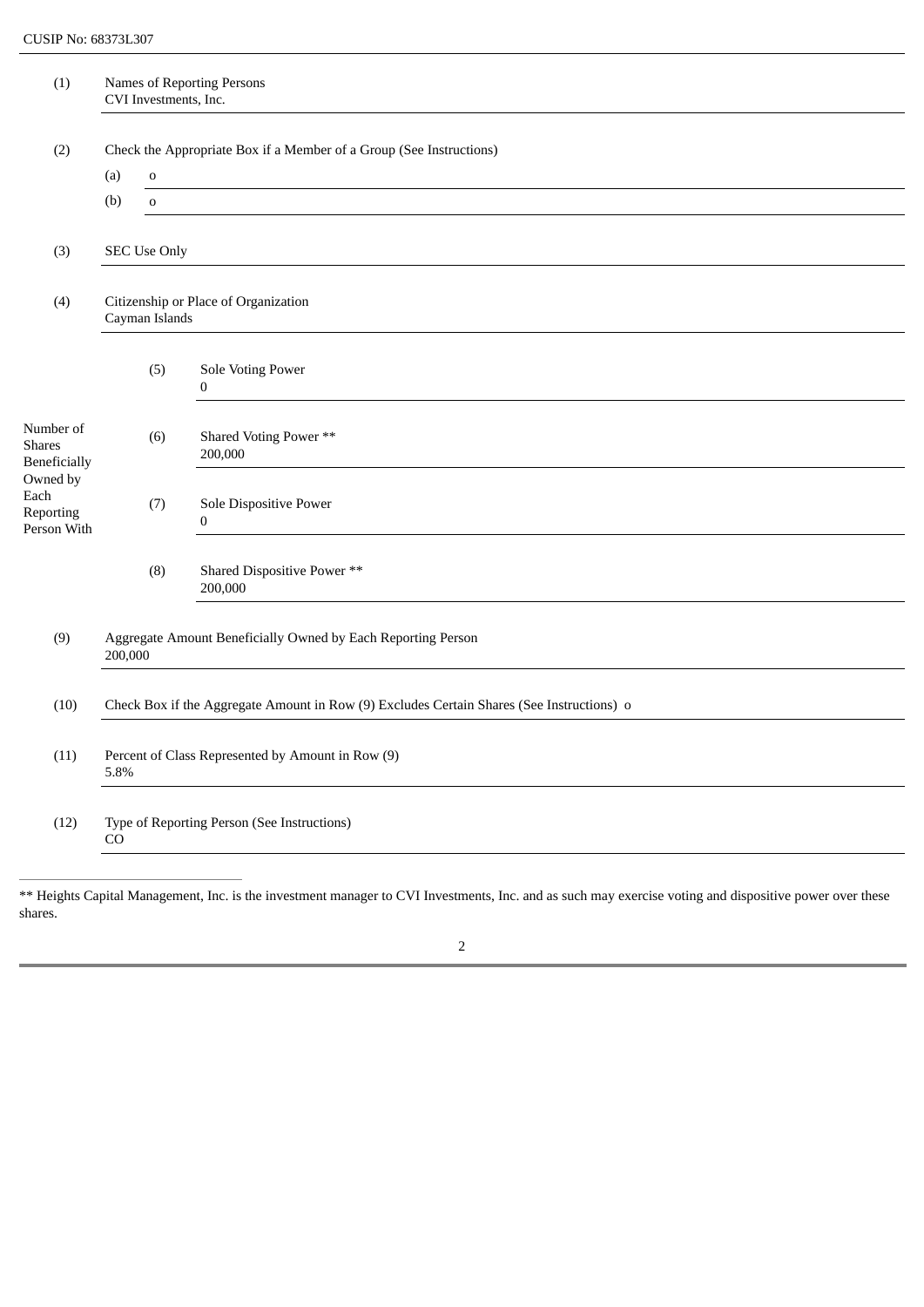CUSIP No: 68373L307

| | | | |
|---|---|---|---|
| (1) | Names of Reporting Persons<br>CVI Investments, Inc. | | |
| (2) | Check the Appropriate Box if a Member of a Group (See Instructions)<br>(a) o<br>(b) o | | |
| (3) | SEC Use Only | | |
| (4) | Citizenship or Place of Organization<br>Cayman Islands | | |
| Number of Shares Beneficially Owned by Each Reporting Person With | (5) | Sole Voting Power<br>0 | |
| | (6) | Shared Voting Power **<br>200,000 | |
| | (7) | Sole Dispositive Power<br>0 | |
| | (8) | Shared Dispositive Power **<br>200,000 | |
| (9) | Aggregate Amount Beneficially Owned by Each Reporting Person<br>200,000 | | |
| (10) | Check Box if the Aggregate Amount in Row (9) Excludes Certain Shares (See Instructions) o | | |
| (11) | Percent of Class Represented by Amount in Row (9)<br>5.8% | | |
| (12) | Type of Reporting Person (See Instructions)<br>CO | | |

** Heights Capital Management, Inc. is the investment manager to CVI Investments, Inc. and as such may exercise voting and dispositive power over these shares.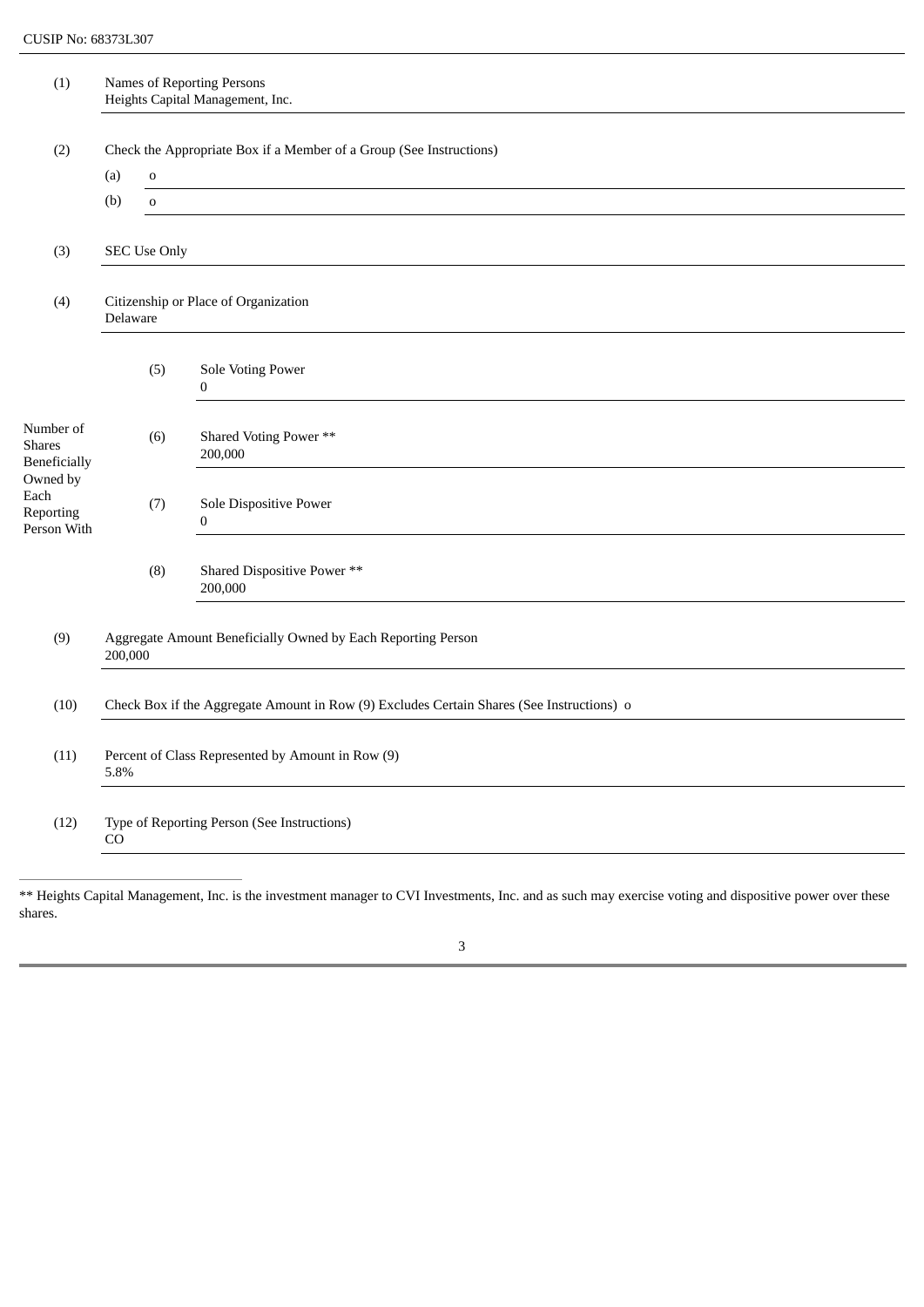CUSIP No: 68373L307

| | | | |
|---|---|---|---|
| (1) | Names of Reporting Persons<br>Heights Capital Management, Inc. | | |
| (2) | Check the Appropriate Box if a Member of a Group (See Instructions)<br>(a) o<br>(b) o | | |
| (3) | SEC Use Only | | |
| (4) | Citizenship or Place of Organization<br>Delaware | | |
| Number of Shares Beneficially Owned by Each Reporting Person With | | (5) | Sole Voting Power<br>0 |
| | | (6) | Shared Voting Power **<br>200,000 |
| | | (7) | Sole Dispositive Power<br>0 |
| | | (8) | Shared Dispositive Power **<br>200,000 |
| (9) | Aggregate Amount Beneficially Owned by Each Reporting Person<br>200,000 | | |
| (10) | Check Box if the Aggregate Amount in Row (9) Excludes Certain Shares (See Instructions) o | | |
| (11) | Percent of Class Represented by Amount in Row (9)<br>5.8% | | |
| (12) | Type of Reporting Person (See Instructions)<br>CO | | |

** Heights Capital Management, Inc. is the investment manager to CVI Investments, Inc. and as such may exercise voting and dispositive power over these shares.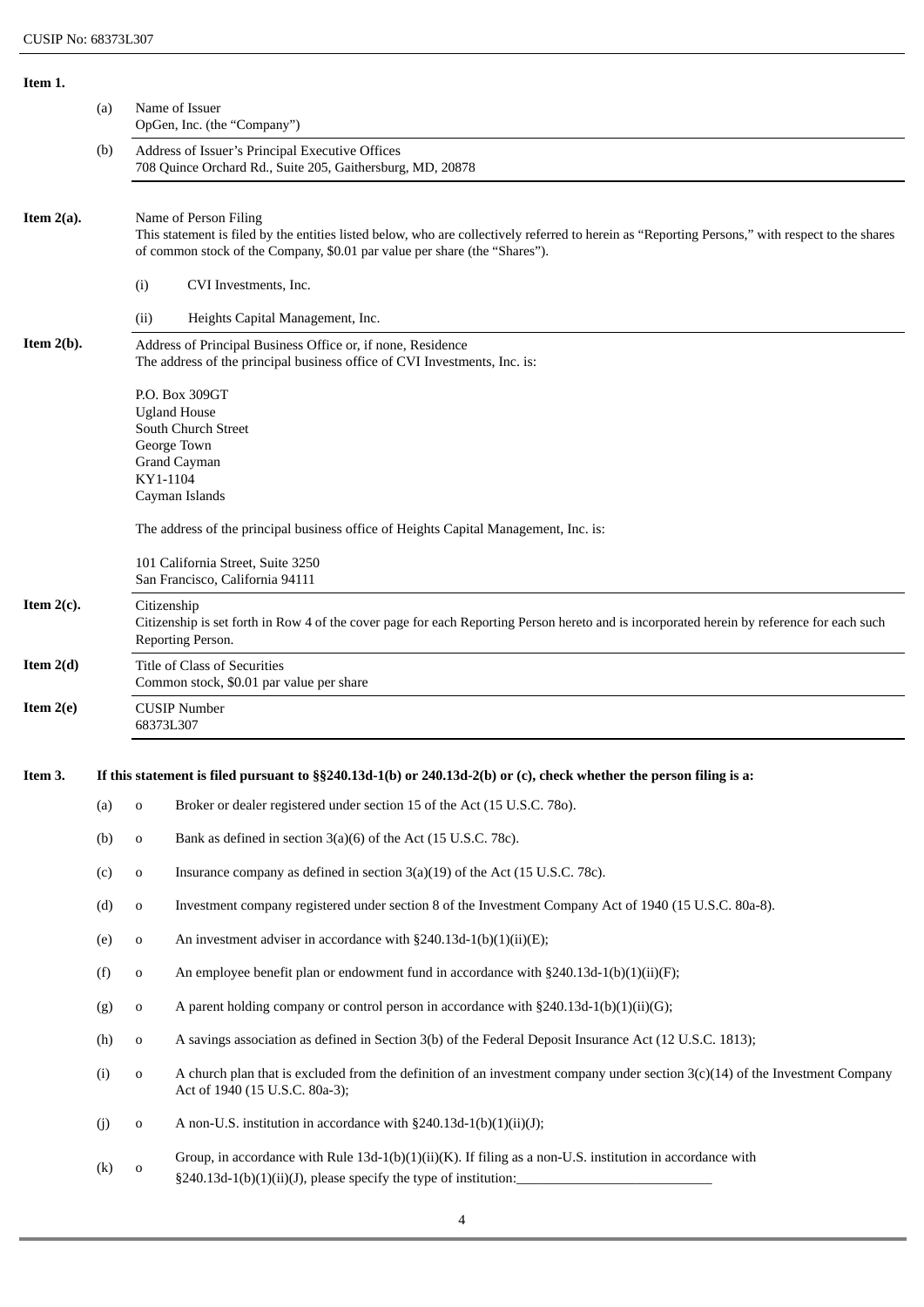**Item 1.**

(a) Name of Issuer
OpGen, Inc. (the "Company")

(b) Address of Issuer's Principal Executive Offices
708 Quince Orchard Rd., Suite 205, Gaithersburg, MD, 20878

**Item 2(a).** Name of Person Filing
This statement is filed by the entities listed below, who are collectively referred to herein as "Reporting Persons," with respect to the shares of common stock of the Company, $0.01 par value per share (the "Shares").

(i) CVI Investments, Inc.

(ii) Heights Capital Management, Inc.

**Item 2(b).** Address of Principal Business Office or, if none, Residence
The address of the principal business office of CVI Investments, Inc. is:

P.O. Box 309GT
Ugland House
South Church Street
George Town
Grand Cayman
KY1-1104
Cayman Islands

The address of the principal business office of Heights Capital Management, Inc. is:

101 California Street, Suite 3250
San Francisco, California 94111

**Item 2(c).** Citizenship
Citizenship is set forth in Row 4 of the cover page for each Reporting Person hereto and is incorporated herein by reference for each such Reporting Person.

**Item 2(d)** Title of Class of Securities
Common stock, $0.01 par value per share

**Item 2(e)** CUSIP Number
68373L307

**Item 3. If this statement is filed pursuant to §§240.13d-1(b) or 240.13d-2(b) or (c), check whether the person filing is a:**

(a) o Broker or dealer registered under section 15 of the Act (15 U.S.C. 78o).

(b) o Bank as defined in section 3(a)(6) of the Act (15 U.S.C. 78c).

(c) o Insurance company as defined in section 3(a)(19) of the Act (15 U.S.C. 78c).

(d) o Investment company registered under section 8 of the Investment Company Act of 1940 (15 U.S.C. 80a-8).

(e) o An investment adviser in accordance with §240.13d-1(b)(1)(ii)(E);

(f) o An employee benefit plan or endowment fund in accordance with §240.13d-1(b)(1)(ii)(F);

(g) o A parent holding company or control person in accordance with §240.13d-1(b)(1)(ii)(G);

(h) o A savings association as defined in Section 3(b) of the Federal Deposit Insurance Act (12 U.S.C. 1813);

(i) o A church plan that is excluded from the definition of an investment company under section 3(c)(14) of the Investment Company Act of 1940 (15 U.S.C. 80a-3);

(j) o A non-U.S. institution in accordance with §240.13d-1(b)(1)(ii)(J);

(k) o Group, in accordance with Rule 13d-1(b)(1)(ii)(K). If filing as a non-U.S. institution in accordance with §240.13d-1(b)(1)(ii)(J), please specify the type of institution:____________________________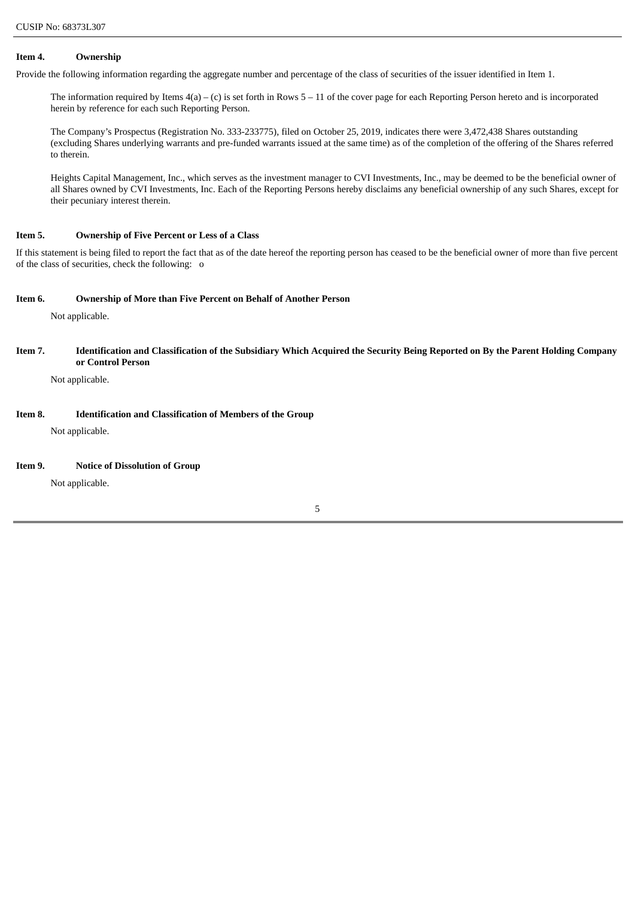CUSIP No: 68373L307

**Item 4. Ownership**

Provide the following information regarding the aggregate number and percentage of the class of securities of the issuer identified in Item 1.

The information required by Items 4(a) – (c) is set forth in Rows 5 – 11 of the cover page for each Reporting Person hereto and is incorporated herein by reference for each such Reporting Person.

The Company's Prospectus (Registration No. 333-233775), filed on October 25, 2019, indicates there were 3,472,438 Shares outstanding (excluding Shares underlying warrants and pre-funded warrants issued at the same time) as of the completion of the offering of the Shares referred to therein.

Heights Capital Management, Inc., which serves as the investment manager to CVI Investments, Inc., may be deemed to be the beneficial owner of all Shares owned by CVI Investments, Inc. Each of the Reporting Persons hereby disclaims any beneficial ownership of any such Shares, except for their pecuniary interest therein.

**Item 5. Ownership of Five Percent or Less of a Class**

If this statement is being filed to report the fact that as of the date hereof the reporting person has ceased to be the beneficial owner of more than five percent of the class of securities, check the following: o

**Item 6. Ownership of More than Five Percent on Behalf of Another Person**

Not applicable.

**Item 7. Identification and Classification of the Subsidiary Which Acquired the Security Being Reported on By the Parent Holding Company or Control Person**

Not applicable.

**Item 8. Identification and Classification of Members of the Group**

Not applicable.

**Item 9. Notice of Dissolution of Group**

Not applicable.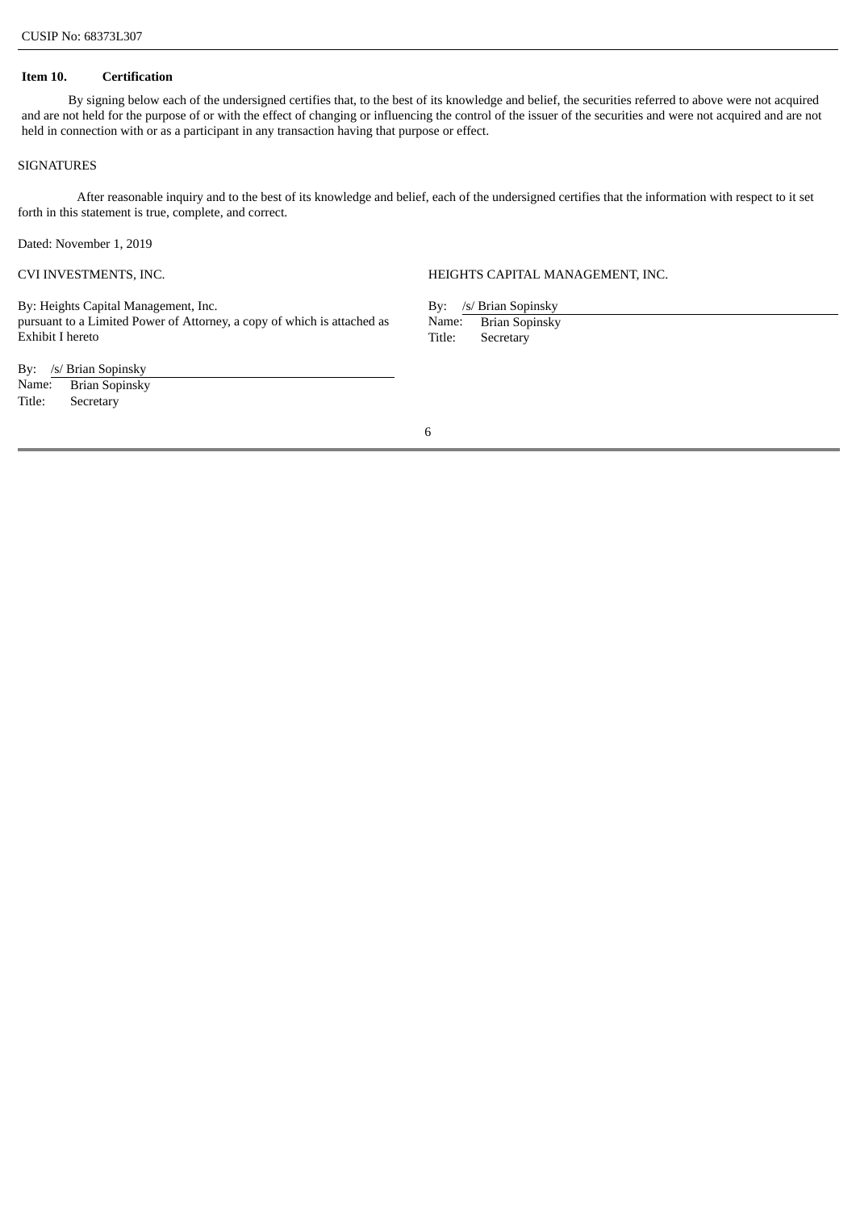CUSIP No: 68373L307

**Item 10. Certification**

By signing below each of the undersigned certifies that, to the best of its knowledge and belief, the securities referred to above were not acquired and are not held for the purpose of or with the effect of changing or influencing the control of the issuer of the securities and were not acquired and are not held in connection with or as a participant in any transaction having that purpose or effect.

SIGNATURES

After reasonable inquiry and to the best of its knowledge and belief, each of the undersigned certifies that the information with respect to it set forth in this statement is true, complete, and correct.

Dated: November 1, 2019

CVI INVESTMENTS, INC.

By: Heights Capital Management, Inc.
pursuant to a Limited Power of Attorney, a copy of which is attached as Exhibit I hereto

By: /s/ Brian Sopinsky
Name: Brian Sopinsky
Title: Secretary

HEIGHTS CAPITAL MANAGEMENT, INC.

By: /s/ Brian Sopinsky
Name: Brian Sopinsky
Title: Secretary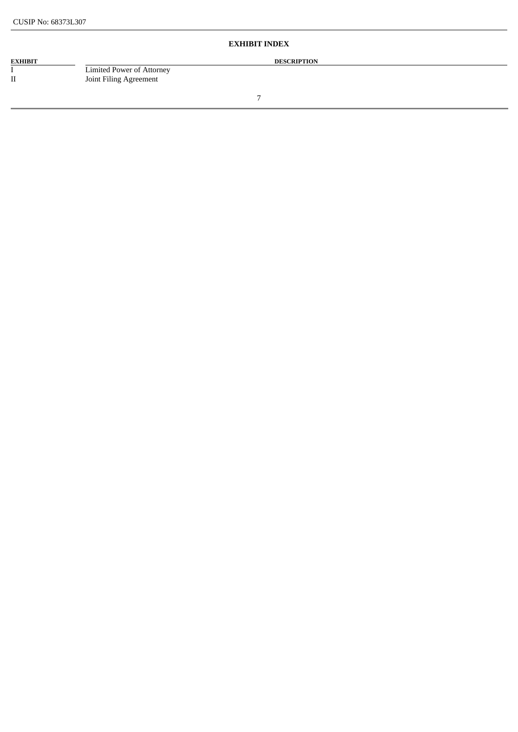## EXHIBIT INDEX

| EXHIBIT | DESCRIPTION |
| --- | --- |
| I | Limited Power of Attorney |
| II | Joint Filing Agreement |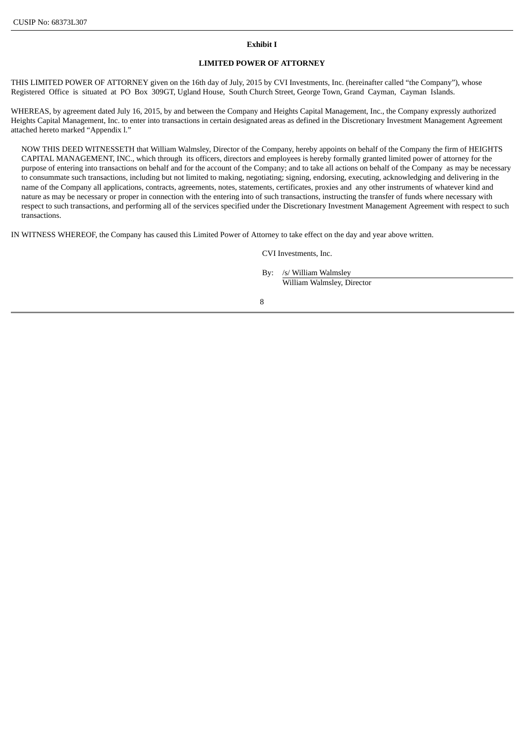CUSIP No: 68373L307

**Exhibit I**

**LIMITED POWER OF ATTORNEY**

THIS LIMITED POWER OF ATTORNEY given on the 16th day of July, 2015 by CVI Investments, Inc. (hereinafter called "the Company"), whose Registered Office is situated at PO Box 309GT, Ugland House, South Church Street, George Town, Grand Cayman, Cayman Islands.

WHEREAS, by agreement dated July 16, 2015, by and between the Company and Heights Capital Management, Inc., the Company expressly authorized Heights Capital Management, Inc. to enter into transactions in certain designated areas as defined in the Discretionary Investment Management Agreement attached hereto marked "Appendix l."

NOW THIS DEED WITNESSETH that William Walmsley, Director of the Company, hereby appoints on behalf of the Company the firm of HEIGHTS CAPITAL MANAGEMENT, INC., which through its officers, directors and employees is hereby formally granted limited power of attorney for the purpose of entering into transactions on behalf and for the account of the Company; and to take all actions on behalf of the Company as may be necessary to consummate such transactions, including but not limited to making, negotiating; signing, endorsing, executing, acknowledging and delivering in the name of the Company all applications, contracts, agreements, notes, statements, certificates, proxies and any other instruments of whatever kind and nature as may be necessary or proper in connection with the entering into of such transactions, instructing the transfer of funds where necessary with respect to such transactions, and performing all of the services specified under the Discretionary Investment Management Agreement with respect to such transactions.

IN WITNESS WHEREOF, the Company has caused this Limited Power of Attorney to take effect on the day and year above written.

CVI Investments, Inc.

By: /s/ William Walmsley
William Walmsley, Director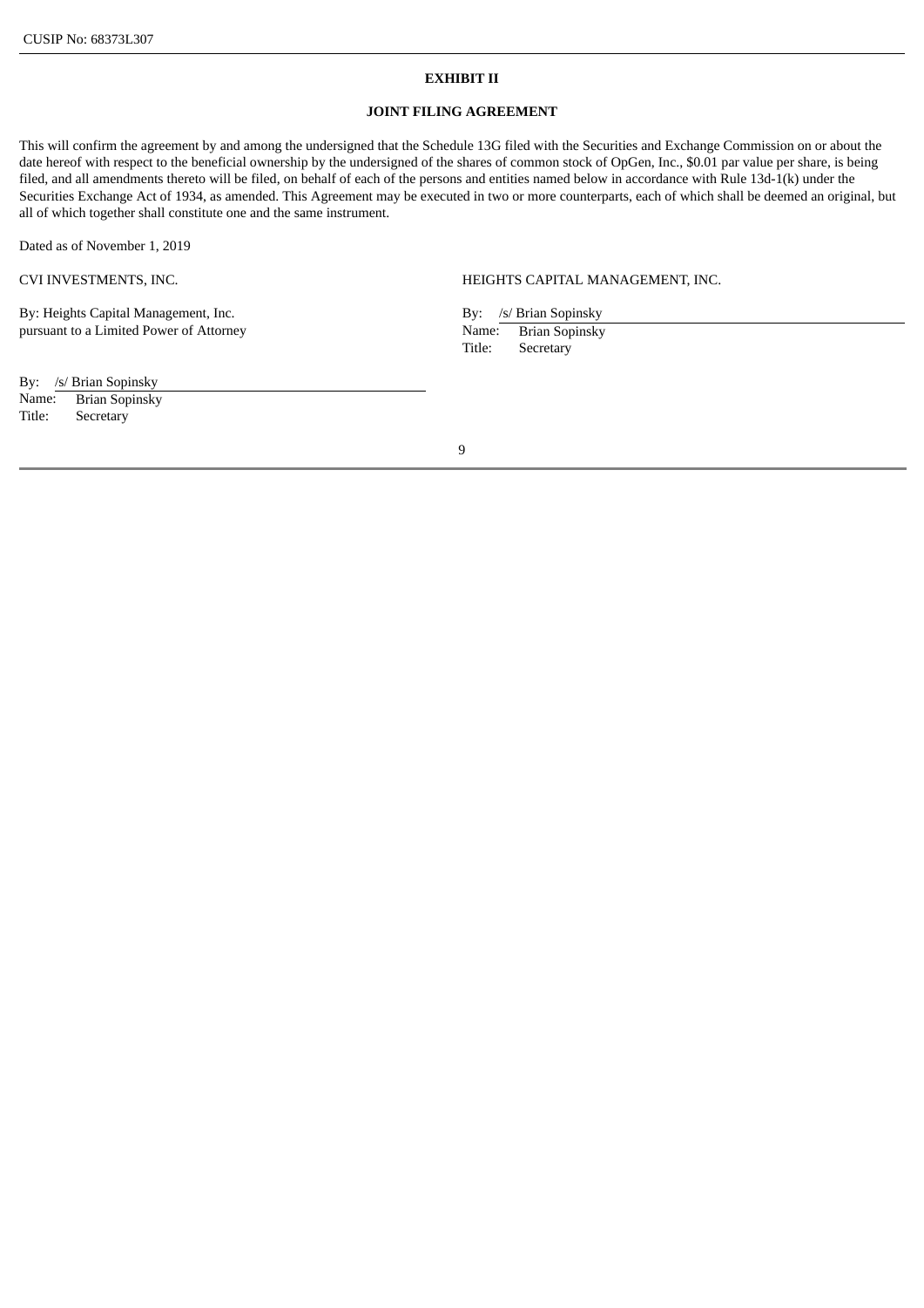CUSIP No: 68373L307

**EXHIBIT II**

**JOINT FILING AGREEMENT**

This will confirm the agreement by and among the undersigned that the Schedule 13G filed with the Securities and Exchange Commission on or about the date hereof with respect to the beneficial ownership by the undersigned of the shares of common stock of OpGen, Inc., $0.01 par value per share, is being filed, and all amendments thereto will be filed, on behalf of each of the persons and entities named below in accordance with Rule 13d-1(k) under the Securities Exchange Act of 1934, as amended. This Agreement may be executed in two or more counterparts, each of which shall be deemed an original, but all of which together shall constitute one and the same instrument.

Dated as of November 1, 2019

CVI INVESTMENTS, INC.

By: Heights Capital Management, Inc.
pursuant to a Limited Power of Attorney

By: /s/ Brian Sopinsky
Name: Brian Sopinsky
Title: Secretary

HEIGHTS CAPITAL MANAGEMENT, INC.

By: /s/ Brian Sopinsky
Name: Brian Sopinsky
Title: Secretary